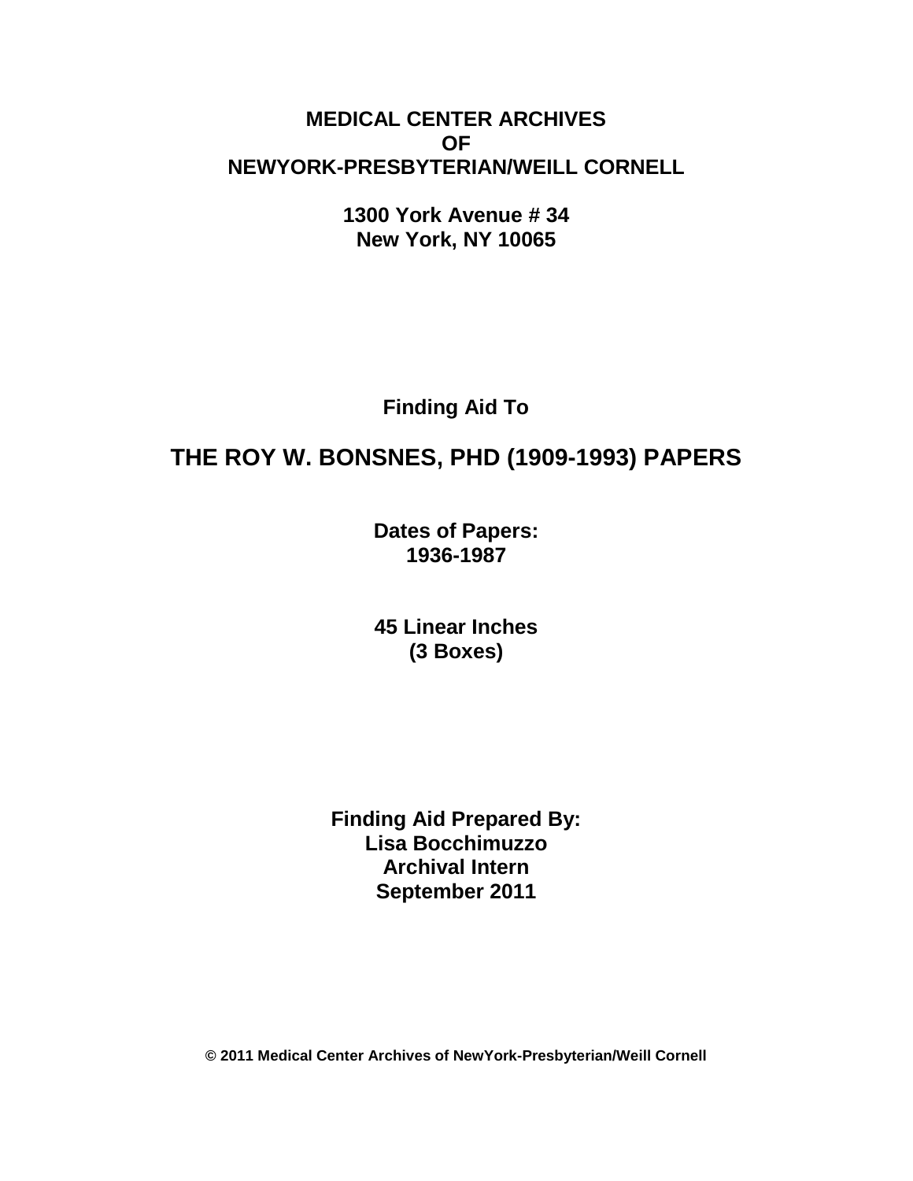**MEDICAL CENTER ARCHIVES**
**OF**
**NEWYORK-PRESBYTERIAN/WEILL CORNELL**

**1300 York Avenue # 34**
**New York, NY 10065**

**Finding Aid To**

# THE ROY W. BONSNES, PHD (1909-1993) PAPERS

**Dates of Papers:**
**1936-1987**

**45 Linear Inches**
**(3 Boxes)**

**Finding Aid Prepared By:**
**Lisa Bocchimuzzo**
**Archival Intern**
**September 2011**

**© 2011 Medical Center Archives of NewYork-Presbyterian/Weill Cornell**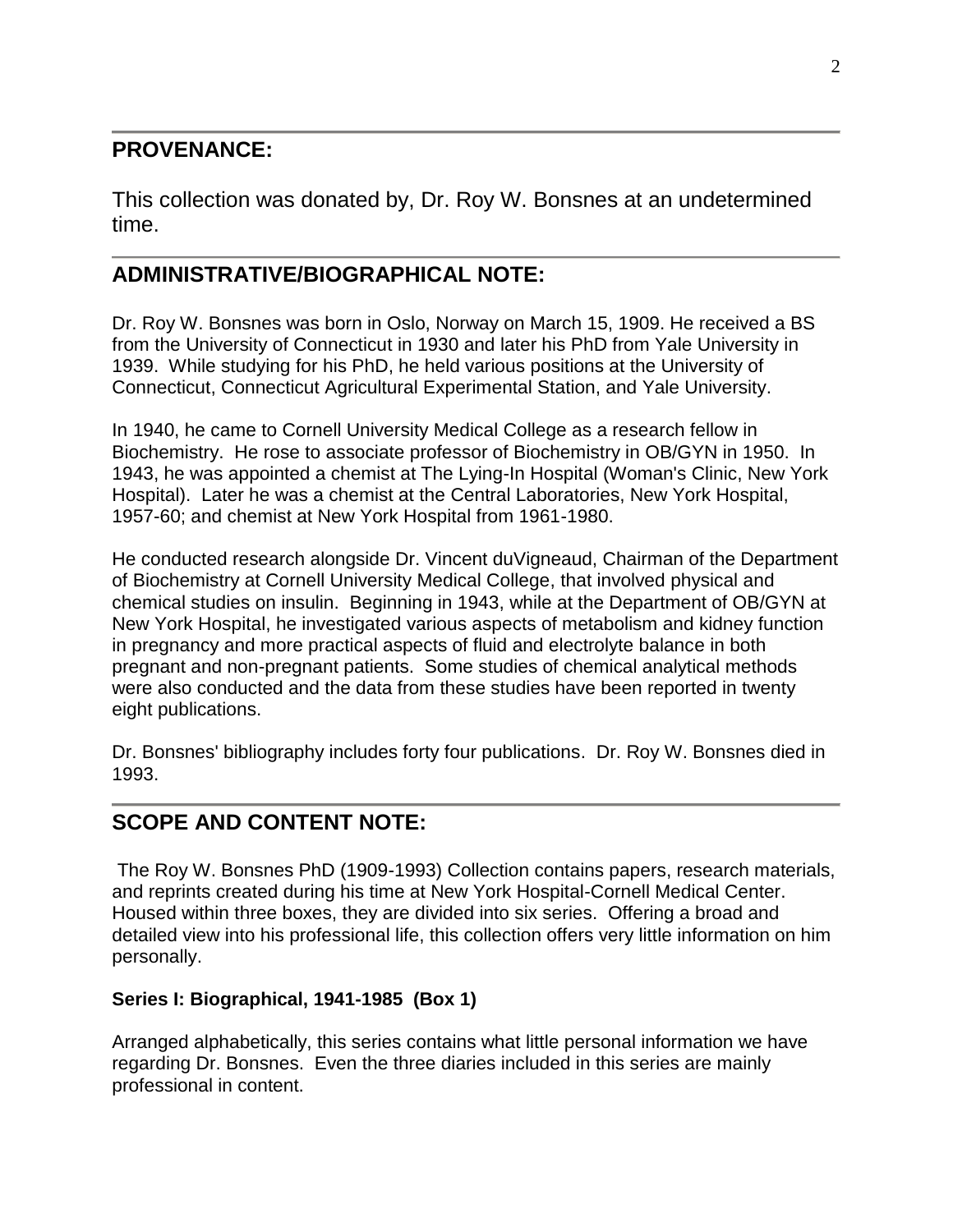## PROVENANCE:

This collection was donated by, Dr. Roy W. Bonsnes at an undetermined time.

## ADMINISTRATIVE/BIOGRAPHICAL NOTE:

Dr. Roy W. Bonsnes was born in Oslo, Norway on March 15, 1909. He received a BS from the University of Connecticut in 1930 and later his PhD from Yale University in 1939. While studying for his PhD, he held various positions at the University of Connecticut, Connecticut Agricultural Experimental Station, and Yale University.

In 1940, he came to Cornell University Medical College as a research fellow in Biochemistry. He rose to associate professor of Biochemistry in OB/GYN in 1950. In 1943, he was appointed a chemist at The Lying-In Hospital (Woman's Clinic, New York Hospital). Later he was a chemist at the Central Laboratories, New York Hospital, 1957-60; and chemist at New York Hospital from 1961-1980.

He conducted research alongside Dr. Vincent duVigneaud, Chairman of the Department of Biochemistry at Cornell University Medical College, that involved physical and chemical studies on insulin. Beginning in 1943, while at the Department of OB/GYN at New York Hospital, he investigated various aspects of metabolism and kidney function in pregnancy and more practical aspects of fluid and electrolyte balance in both pregnant and non-pregnant patients. Some studies of chemical analytical methods were also conducted and the data from these studies have been reported in twenty eight publications.

Dr. Bonsnes' bibliography includes forty four publications. Dr. Roy W. Bonsnes died in 1993.

## SCOPE AND CONTENT NOTE:

The Roy W. Bonsnes PhD (1909-1993) Collection contains papers, research materials, and reprints created during his time at New York Hospital-Cornell Medical Center. Housed within three boxes, they are divided into six series. Offering a broad and detailed view into his professional life, this collection offers very little information on him personally.

### Series I: Biographical, 1941-1985 (Box 1)

Arranged alphabetically, this series contains what little personal information we have regarding Dr. Bonsnes. Even the three diaries included in this series are mainly professional in content.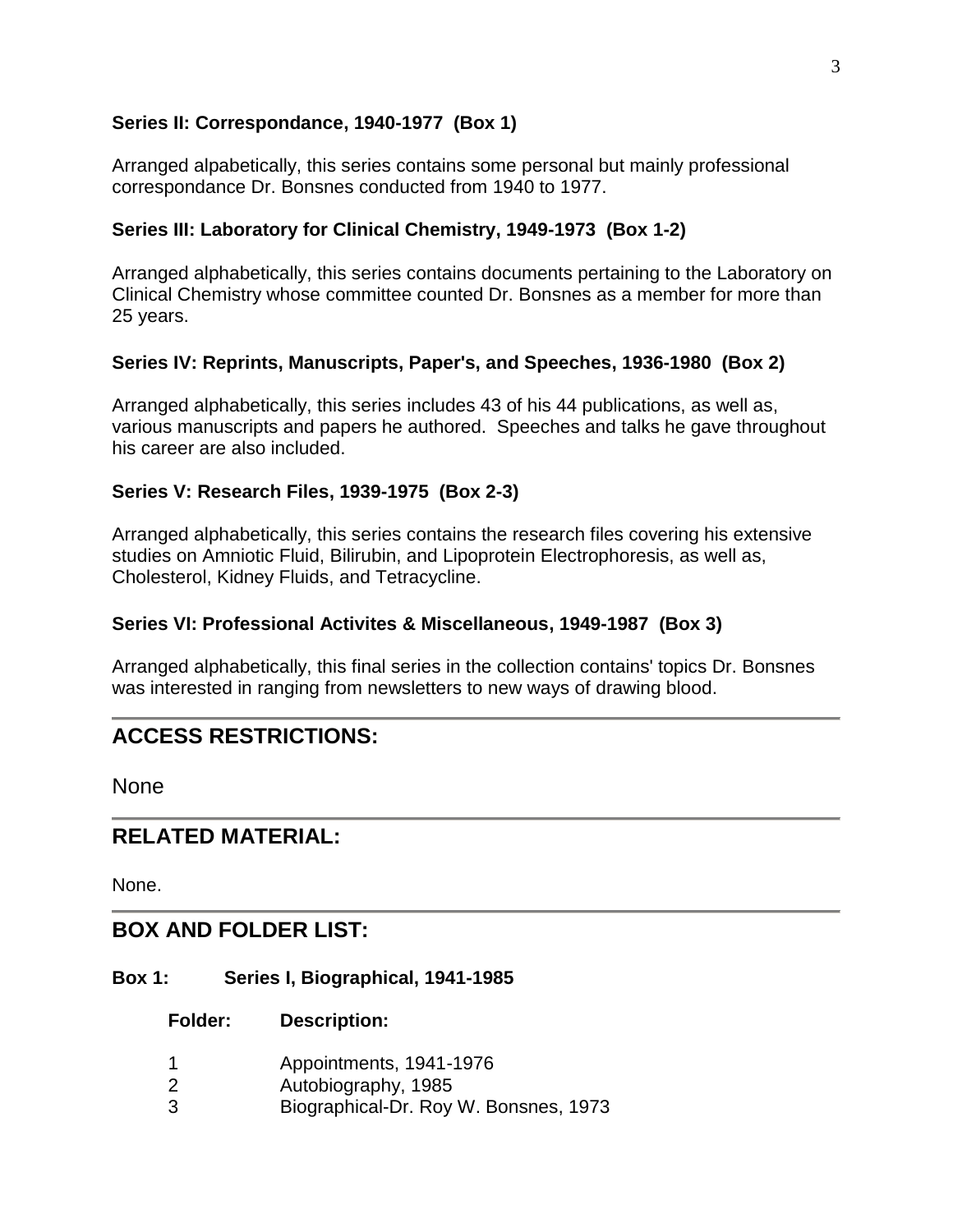**Series II: Correspondance, 1940-1977 (Box 1)**

Arranged alpabetically, this series contains some personal but mainly professional correspondance Dr. Bonsnes conducted from 1940 to 1977.

**Series III: Laboratory for Clinical Chemistry, 1949-1973 (Box 1-2)**

Arranged alphabetically, this series contains documents pertaining to the Laboratory on Clinical Chemistry whose committee counted Dr. Bonsnes as a member for more than 25 years.

**Series IV: Reprints, Manuscripts, Paper's, and Speeches, 1936-1980 (Box 2)**

Arranged alphabetically, this series includes 43 of his 44 publications, as well as, various manuscripts and papers he authored. Speeches and talks he gave throughout his career are also included.

**Series V: Research Files, 1939-1975 (Box 2-3)**

Arranged alphabetically, this series contains the research files covering his extensive studies on Amniotic Fluid, Bilirubin, and Lipoprotein Electrophoresis, as well as, Cholesterol, Kidney Fluids, and Tetracycline.

**Series VI: Professional Activites & Miscellaneous, 1949-1987 (Box 3)**

Arranged alphabetically, this final series in the collection contains' topics Dr. Bonsnes was interested in ranging from newsletters to new ways of drawing blood.

## ACCESS RESTRICTIONS:

None

## RELATED MATERIAL:

None.

## BOX AND FOLDER LIST:

**Box 1: Series I, Biographical, 1941-1985**

| Folder: | Description: |
|---|---|
| 1 | Appointments, 1941-1976 |
| 2 | Autobiography, 1985 |
| 3 | Biographical-Dr. Roy W. Bonsnes, 1973 |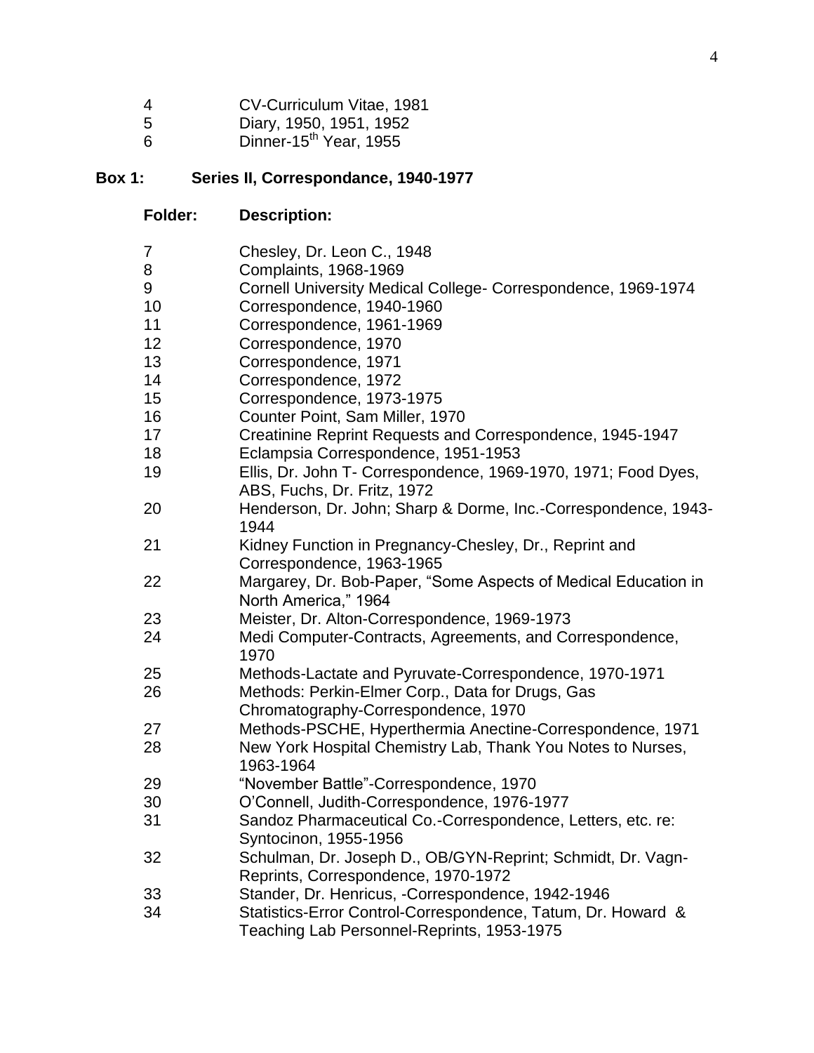| | |
|---|---|
| 4 | CV-Curriculum Vitae, 1981 |
| 5 | Diary, 1950, 1951, 1952 |
| 6 | Dinner-15th Year, 1955 |

**Box 1: Series II, Correspondance, 1940-1977**

| **Folder:** | **Description:** |
|---|---|
| 7 | Chesley, Dr. Leon C., 1948 |
| 8 | Complaints, 1968-1969 |
| 9 | Cornell University Medical College- Correspondence, 1969-1974 |
| 10 | Correspondence, 1940-1960 |
| 11 | Correspondence, 1961-1969 |
| 12 | Correspondence, 1970 |
| 13 | Correspondence, 1971 |
| 14 | Correspondence, 1972 |
| 15 | Correspondence, 1973-1975 |
| 16 | Counter Point, Sam Miller, 1970 |
| 17 | Creatinine Reprint Requests and Correspondence, 1945-1947 |
| 18 | Eclampsia Correspondence, 1951-1953 |
| 19 | Ellis, Dr. John T- Correspondence, 1969-1970, 1971; Food Dyes, ABS, Fuchs, Dr. Fritz, 1972 |
| 20 | Henderson, Dr. John; Sharp & Dorme, Inc.-Correspondence, 1943-1944 |
| 21 | Kidney Function in Pregnancy-Chesley, Dr., Reprint and Correspondence, 1963-1965 |
| 22 | Margarey, Dr. Bob-Paper, "Some Aspects of Medical Education in North America," 1964 |
| 23 | Meister, Dr. Alton-Correspondence, 1969-1973 |
| 24 | Medi Computer-Contracts, Agreements, and Correspondence, 1970 |
| 25 | Methods-Lactate and Pyruvate-Correspondence, 1970-1971 |
| 26 | Methods: Perkin-Elmer Corp., Data for Drugs, Gas Chromatography-Correspondence, 1970 |
| 27 | Methods-PSCHE, Hyperthermia Anectine-Correspondence, 1971 |
| 28 | New York Hospital Chemistry Lab, Thank You Notes to Nurses, 1963-1964 |
| 29 | "November Battle"-Correspondence, 1970 |
| 30 | O'Connell, Judith-Correspondence, 1976-1977 |
| 31 | Sandoz Pharmaceutical Co.-Correspondence, Letters, etc. re: Syntocinon, 1955-1956 |
| 32 | Schulman, Dr. Joseph D., OB/GYN-Reprint; Schmidt, Dr. Vagn-Reprints, Correspondence, 1970-1972 |
| 33 | Stander, Dr. Henricus, -Correspondence, 1942-1946 |
| 34 | Statistics-Error Control-Correspondence, Tatum, Dr. Howard & Teaching Lab Personnel-Reprints, 1953-1975 |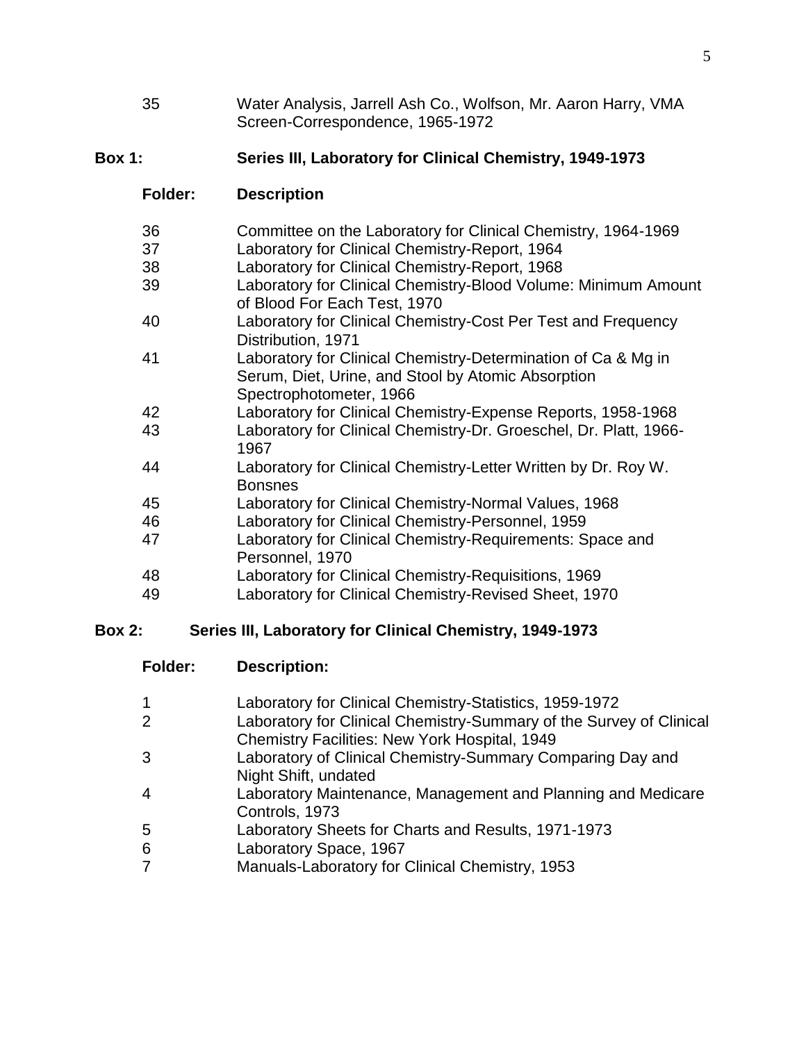| | |
|---|---|
| 35 | Water Analysis, Jarrell Ash Co., Wolfson, Mr. Aaron Harry, VMA Screen-Correspondence, 1965-1972 |

**Box 1: Series III, Laboratory for Clinical Chemistry, 1949-1973**

| Folder: | Description |
|---|---|
| 36 | Committee on the Laboratory for Clinical Chemistry, 1964-1969 |
| 37 | Laboratory for Clinical Chemistry-Report, 1964 |
| 38 | Laboratory for Clinical Chemistry-Report, 1968 |
| 39 | Laboratory for Clinical Chemistry-Blood Volume: Minimum Amount of Blood For Each Test, 1970 |
| 40 | Laboratory for Clinical Chemistry-Cost Per Test and Frequency Distribution, 1971 |
| 41 | Laboratory for Clinical Chemistry-Determination of Ca & Mg in Serum, Diet, Urine, and Stool by Atomic Absorption Spectrophotometer, 1966 |
| 42 | Laboratory for Clinical Chemistry-Expense Reports, 1958-1968 |
| 43 | Laboratory for Clinical Chemistry-Dr. Groeschel, Dr. Platt, 1966-1967 |
| 44 | Laboratory for Clinical Chemistry-Letter Written by Dr. Roy W. Bonsnes |
| 45 | Laboratory for Clinical Chemistry-Normal Values, 1968 |
| 46 | Laboratory for Clinical Chemistry-Personnel, 1959 |
| 47 | Laboratory for Clinical Chemistry-Requirements: Space and Personnel, 1970 |
| 48 | Laboratory for Clinical Chemistry-Requisitions, 1969 |
| 49 | Laboratory for Clinical Chemistry-Revised Sheet, 1970 |

**Box 2: Series III, Laboratory for Clinical Chemistry, 1949-1973**

| Folder: | Description: |
|---|---|
| 1 | Laboratory for Clinical Chemistry-Statistics, 1959-1972 |
| 2 | Laboratory for Clinical Chemistry-Summary of the Survey of Clinical Chemistry Facilities: New York Hospital, 1949 |
| 3 | Laboratory of Clinical Chemistry-Summary Comparing Day and Night Shift, undated |
| 4 | Laboratory Maintenance, Management and Planning and Medicare Controls, 1973 |
| 5 | Laboratory Sheets for Charts and Results, 1971-1973 |
| 6 | Laboratory Space, 1967 |
| 7 | Manuals-Laboratory for Clinical Chemistry, 1953 |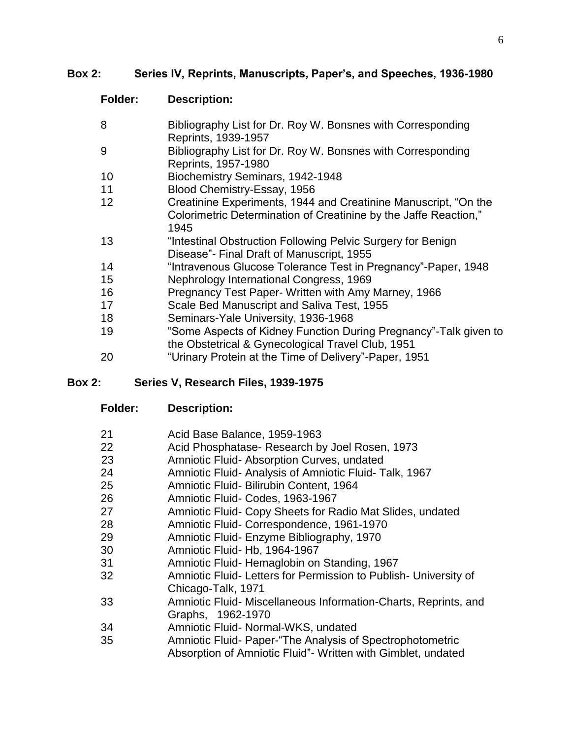## Box 2: Series IV, Reprints, Manuscripts, Paper's, and Speeches, 1936-1980

| Folder: | Description: |
|---|---|
| 8 | Bibliography List for Dr. Roy W. Bonsnes with Corresponding Reprints, 1939-1957 |
| 9 | Bibliography List for Dr. Roy W. Bonsnes with Corresponding Reprints, 1957-1980 |
| 10 | Biochemistry Seminars, 1942-1948 |
| 11 | Blood Chemistry-Essay, 1956 |
| 12 | Creatinine Experiments, 1944 and Creatinine Manuscript, "On the Colorimetric Determination of Creatinine by the Jaffe Reaction," 1945 |
| 13 | "Intestinal Obstruction Following Pelvic Surgery for Benign Disease"- Final Draft of Manuscript, 1955 |
| 14 | "Intravenous Glucose Tolerance Test in Pregnancy"-Paper, 1948 |
| 15 | Nephrology International Congress, 1969 |
| 16 | Pregnancy Test Paper- Written with Amy Marney, 1966 |
| 17 | Scale Bed Manuscript and Saliva Test, 1955 |
| 18 | Seminars-Yale University, 1936-1968 |
| 19 | "Some Aspects of Kidney Function During Pregnancy"-Talk given to the Obstetrical & Gynecological Travel Club, 1951 |
| 20 | "Urinary Protein at the Time of Delivery"-Paper, 1951 |

## Box 2: Series V, Research Files, 1939-1975

| Folder: | Description: |
|---|---|
| 21 | Acid Base Balance, 1959-1963 |
| 22 | Acid Phosphatase- Research by Joel Rosen, 1973 |
| 23 | Amniotic Fluid- Absorption Curves, undated |
| 24 | Amniotic Fluid- Analysis of Amniotic Fluid- Talk, 1967 |
| 25 | Amniotic Fluid- Bilirubin Content, 1964 |
| 26 | Amniotic Fluid- Codes, 1963-1967 |
| 27 | Amniotic Fluid- Copy Sheets for Radio Mat Slides, undated |
| 28 | Amniotic Fluid- Correspondence, 1961-1970 |
| 29 | Amniotic Fluid- Enzyme Bibliography, 1970 |
| 30 | Amniotic Fluid- Hb, 1964-1967 |
| 31 | Amniotic Fluid- Hemaglobin on Standing, 1967 |
| 32 | Amniotic Fluid- Letters for Permission to Publish- University of Chicago-Talk, 1971 |
| 33 | Amniotic Fluid- Miscellaneous Information-Charts, Reprints, and Graphs, 1962-1970 |
| 34 | Amniotic Fluid- Normal-WKS, undated |
| 35 | Amniotic Fluid- Paper-"The Analysis of Spectrophotometric Absorption of Amniotic Fluid"- Written with Gimblet, undated |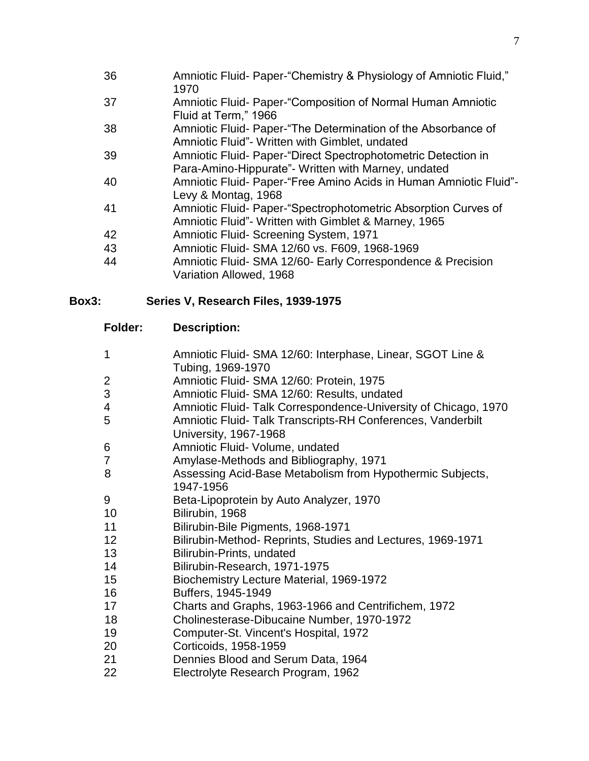| | |
|---|---|
| 36 | Amniotic Fluid- Paper-“Chemistry & Physiology of Amniotic Fluid,” 1970 |
| 37 | Amniotic Fluid- Paper-“Composition of Normal Human Amniotic Fluid at Term,” 1966 |
| 38 | Amniotic Fluid- Paper-“The Determination of the Absorbance of Amniotic Fluid”- Written with Gimblet, undated |
| 39 | Amniotic Fluid- Paper-“Direct Spectrophotometric Detection in Para-Amino-Hippurate”- Written with Marney, undated |
| 40 | Amniotic Fluid- Paper-“Free Amino Acids in Human Amniotic Fluid”- Levy & Montag, 1968 |
| 41 | Amniotic Fluid- Paper-“Spectrophotometric Absorption Curves of Amniotic Fluid”- Written with Gimblet & Marney, 1965 |
| 42 | Amniotic Fluid- Screening System, 1971 |
| 43 | Amniotic Fluid- SMA 12/60 vs. F609, 1968-1969 |
| 44 | Amniotic Fluid- SMA 12/60- Early Correspondence & Precision Variation Allowed, 1968 |

## Box3: Series V, Research Files, 1939-1975

| Folder: | Description: |
|---|---|
| 1 | Amniotic Fluid- SMA 12/60: Interphase, Linear, SGOT Line & Tubing, 1969-1970 |
| 2 | Amniotic Fluid- SMA 12/60: Protein, 1975 |
| 3 | Amniotic Fluid- SMA 12/60: Results, undated |
| 4 | Amniotic Fluid- Talk Correspondence-University of Chicago, 1970 |
| 5 | Amniotic Fluid- Talk Transcripts-RH Conferences, Vanderbilt University, 1967-1968 |
| 6 | Amniotic Fluid- Volume, undated |
| 7 | Amylase-Methods and Bibliography, 1971 |
| 8 | Assessing Acid-Base Metabolism from Hypothermic Subjects, 1947-1956 |
| 9 | Beta-Lipoprotein by Auto Analyzer, 1970 |
| 10 | Bilirubin, 1968 |
| 11 | Bilirubin-Bile Pigments, 1968-1971 |
| 12 | Bilirubin-Method- Reprints, Studies and Lectures, 1969-1971 |
| 13 | Bilirubin-Prints, undated |
| 14 | Bilirubin-Research, 1971-1975 |
| 15 | Biochemistry Lecture Material, 1969-1972 |
| 16 | Buffers, 1945-1949 |
| 17 | Charts and Graphs, 1963-1966 and Centrifichem, 1972 |
| 18 | Cholinesterase-Dibucaine Number, 1970-1972 |
| 19 | Computer-St. Vincent's Hospital, 1972 |
| 20 | Corticoids, 1958-1959 |
| 21 | Dennies Blood and Serum Data, 1964 |
| 22 | Electrolyte Research Program, 1962 |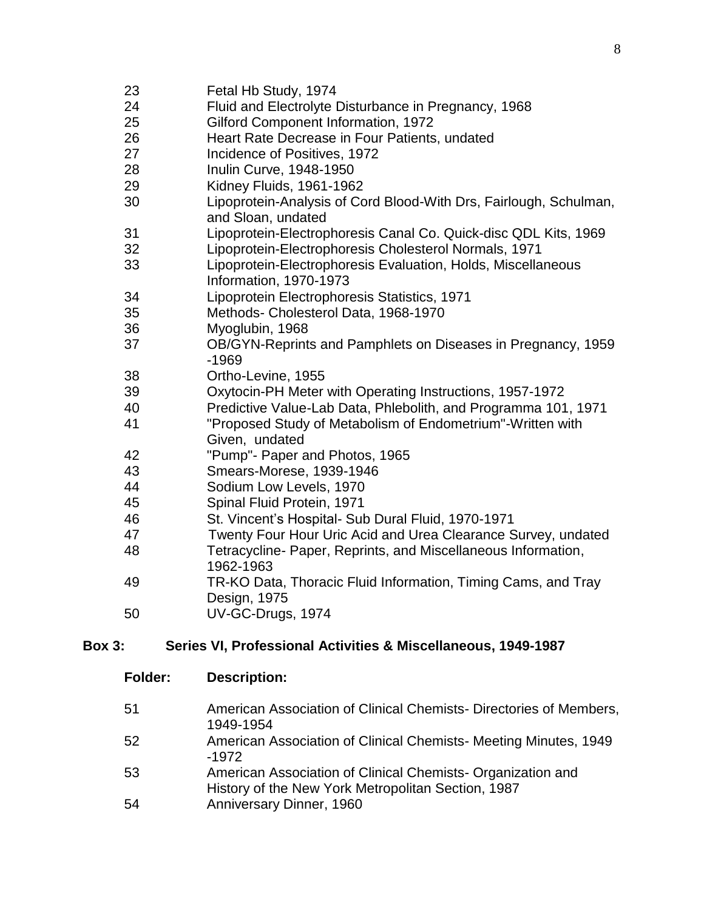| | |
|---|---|
| 23 | Fetal Hb Study, 1974 |
| 24 | Fluid and Electrolyte Disturbance in Pregnancy, 1968 |
| 25 | Gilford Component Information, 1972 |
| 26 | Heart Rate Decrease in Four Patients, undated |
| 27 | Incidence of Positives, 1972 |
| 28 | Inulin Curve, 1948-1950 |
| 29 | Kidney Fluids, 1961-1962 |
| 30 | Lipoprotein-Analysis of Cord Blood-With Drs, Fairlough, Schulman, and Sloan, undated |
| 31 | Lipoprotein-Electrophoresis Canal Co. Quick-disc QDL Kits, 1969 |
| 32 | Lipoprotein-Electrophoresis Cholesterol Normals, 1971 |
| 33 | Lipoprotein-Electrophoresis Evaluation, Holds, Miscellaneous Information, 1970-1973 |
| 34 | Lipoprotein Electrophoresis Statistics, 1971 |
| 35 | Methods- Cholesterol Data, 1968-1970 |
| 36 | Myoglubin, 1968 |
| 37 | OB/GYN-Reprints and Pamphlets on Diseases in Pregnancy, 1959 -1969 |
| 38 | Ortho-Levine, 1955 |
| 39 | Oxytocin-PH Meter with Operating Instructions, 1957-1972 |
| 40 | Predictive Value-Lab Data, Phlebolith, and Programma 101, 1971 |
| 41 | "Proposed Study of Metabolism of Endometrium"-Written with Given, undated |
| 42 | "Pump"- Paper and Photos, 1965 |
| 43 | Smears-Morese, 1939-1946 |
| 44 | Sodium Low Levels, 1970 |
| 45 | Spinal Fluid Protein, 1971 |
| 46 | St. Vincent's Hospital- Sub Dural Fluid, 1970-1971 |
| 47 | Twenty Four Hour Uric Acid and Urea Clearance Survey, undated |
| 48 | Tetracycline- Paper, Reprints, and Miscellaneous Information, 1962-1963 |
| 49 | TR-KO Data, Thoracic Fluid Information, Timing Cams, and Tray Design, 1975 |
| 50 | UV-GC-Drugs, 1974 |

## Box 3: Series VI, Professional Activities & Miscellaneous, 1949-1987

| Folder: | Description: |
|---|---|
| 51 | American Association of Clinical Chemists- Directories of Members, 1949-1954 |
| 52 | American Association of Clinical Chemists- Meeting Minutes, 1949 -1972 |
| 53 | American Association of Clinical Chemists- Organization and History of the New York Metropolitan Section, 1987 |
| 54 | Anniversary Dinner, 1960 |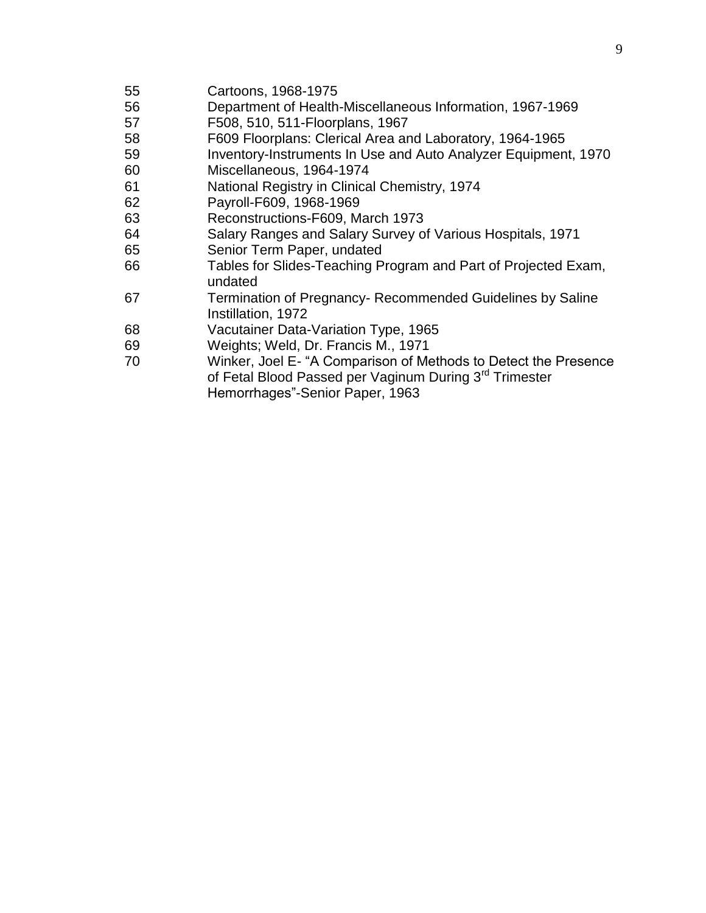| | |
|---|---|
| 55 | Cartoons, 1968-1975 |
| 56 | Department of Health-Miscellaneous Information, 1967-1969 |
| 57 | F508, 510, 511-Floorplans, 1967 |
| 58 | F609 Floorplans: Clerical Area and Laboratory, 1964-1965 |
| 59 | Inventory-Instruments In Use and Auto Analyzer Equipment, 1970 |
| 60 | Miscellaneous, 1964-1974 |
| 61 | National Registry in Clinical Chemistry, 1974 |
| 62 | Payroll-F609, 1968-1969 |
| 63 | Reconstructions-F609, March 1973 |
| 64 | Salary Ranges and Salary Survey of Various Hospitals, 1971 |
| 65 | Senior Term Paper, undated |
| 66 | Tables for Slides-Teaching Program and Part of Projected Exam, undated |
| 67 | Termination of Pregnancy- Recommended Guidelines by Saline Instillation, 1972 |
| 68 | Vacutainer Data-Variation Type, 1965 |
| 69 | Weights; Weld, Dr. Francis M., 1971 |
| 70 | Winker, Joel E- "A Comparison of Methods to Detect the Presence of Fetal Blood Passed per Vaginum During 3rd Trimester Hemorrhages"-Senior Paper, 1963 |